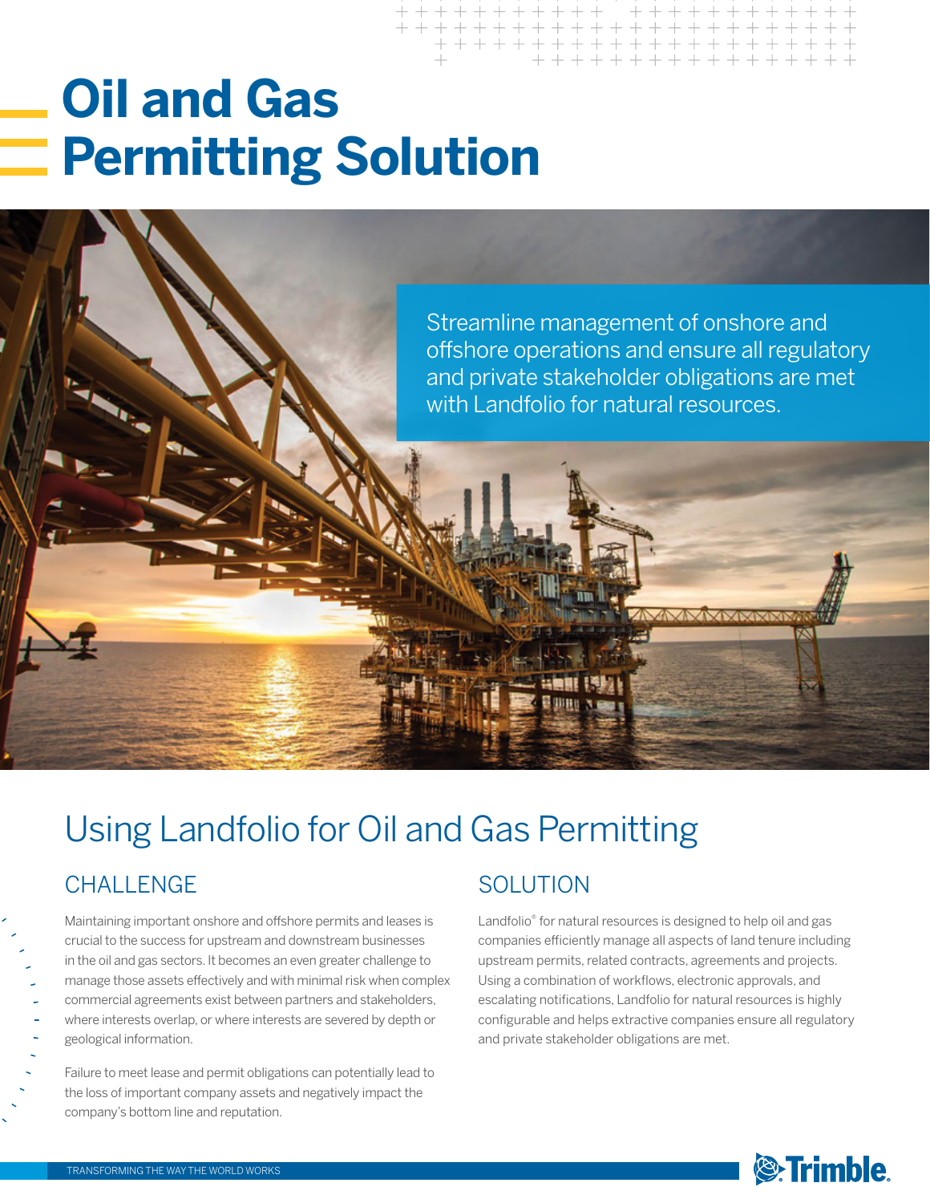# Oil and Gas Permitting Solution

Streamline management of onshore and offshore operations and ensure all regulatory and private stakeholder obligations are met with Landfolio for natural resources.

## Using Landfolio for Oil and Gas Permitting

### CHALLENGE

Maintaining important onshore and offshore permits and leases is crucial to the success for upstream and downstream businesses in the oil and gas sectors. It becomes an even greater challenge to manage those assets effectively and with minimal risk when complex commercial agreements exist between partners and stakeholders, where interests overlap, or where interests are severed by depth or geological information.

Failure to meet lease and permit obligations can potentially lead to the loss of important company assets and negatively impact the company's bottom line and reputation.

### SOLUTION

Landfolio® for natural resources is designed to help oil and gas companies efficiently manage all aspects of land tenure including upstream permits, related contracts, agreements and projects. Using a combination of workflows, electronic approvals, and escalating notifications, Landfolio for natural resources is highly configurable and helps extractive companies ensure all regulatory and private stakeholder obligations are met.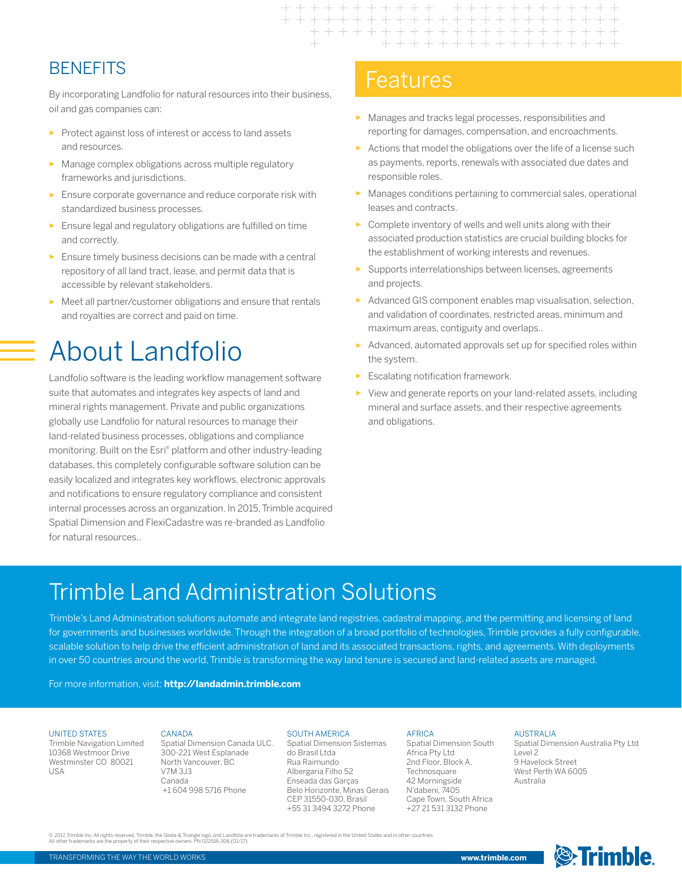## BENEFITS

By incorporating Landfolio for natural resources into their business, oil and gas companies can:

- Protect against loss of interest or access to land assets and resources.
- Manage complex obligations across multiple regulatory frameworks and jurisdictions.
- Ensure corporate governance and reduce corporate risk with standardized business processes.
- Ensure legal and regulatory obligations are fulfilled on time and correctly.
- Ensure timely business decisions can be made with a central repository of all land tract, lease, and permit data that is accessible by relevant stakeholders.
- Meet all partner/customer obligations and ensure that rentals and royalties are correct and paid on time.

# About Landfolio

Landfolio software is the leading workflow management software suite that automates and integrates key aspects of land and mineral rights management. Private and public organizations globally use Landfolio for natural resources to manage their land-related business processes, obligations and compliance monitoring. Built on the Esri® platform and other industry-leading databases, this completely configurable software solution can be easily localized and integrates key workflows, electronic approvals and notifications to ensure regulatory compliance and consistent internal processes across an organization. In 2015, Trimble acquired Spatial Dimension and FlexiCadastre was re-branded as Landfolio for natural resources..

## Features

- Manages and tracks legal processes, responsibilities and reporting for damages, compensation, and encroachments.
- Actions that model the obligations over the life of a license such as payments, reports, renewals with associated due dates and responsible roles.
- Manages conditions pertaining to commercial sales, operational leases and contracts.
- Complete inventory of wells and well units along with their associated production statistics are crucial building blocks for the establishment of working interests and revenues.
- Supports interrelationships between licenses, agreements and projects.
- Advanced GIS component enables map visualisation, selection, and validation of coordinates, restricted areas, minimum and maximum areas, contiguity and overlaps..
- Advanced, automated approvals set up for specified roles within the system.
- Escalating notification framework.
- View and generate reports on your land-related assets, including mineral and surface assets, and their respective agreements and obligations.

# Trimble Land Administration Solutions

Trimble's Land Administration solutions automate and integrate land registries, cadastral mapping, and the permitting and licensing of land for governments and businesses worldwide. Through the integration of a broad portfolio of technologies, Trimble provides a fully configurable, scalable solution to help drive the efficient administration of land and its associated transactions, rights, and agreements. With deployments in over 50 countries around the world, Trimble is transforming the way land tenure is secured and land-related assets are managed.

For more information, visit: **http://landadmin.trimble.com**

**UNITED STATES**
Trimble Navigation Limited
10368 Westmoor Drive
Westminster CO 80021
USA

**CANADA**
Spatial Dimension Canada ULC.
300-221 West Esplanade
North Vancouver, BC
V7M 3J3
Canada
+1 604 998 5716 Phone

**SOUTH AMERICA**
Spatial Dimension Sistemas do Brasil Ltda
Rua Raimundo Albergaria Filho 52
Enseada das Garças
Belo Horizonte, Minas Gerais
CEP 31550-030, Brasil
+55 31 3494 3272 Phone

**AFRICA**
Spatial Dimension South Africa Pty Ltd
2nd Floor, Block A,
Technosquare
42 Morningside
N'dabeni, 7405
Cape Town, South Africa
+27 21 531 3132 Phone

**AUSTRALIA**
Spatial Dimension Australia Pty Ltd
Level 2
9 Havelock Street
West Perth WA 6005
Australia

© 2017, Trimble Inc. All rights reserved. Trimble, the Globe & Triangle logo, and Landfolio are trademarks of Trimble Inc., registered in the United States and in other countries. All other trademarks are the property of their respective owners. PN 022516-306 (01/17)

TRANSFORMING THE WAY THE WORLD WORKS

www.trimble.com